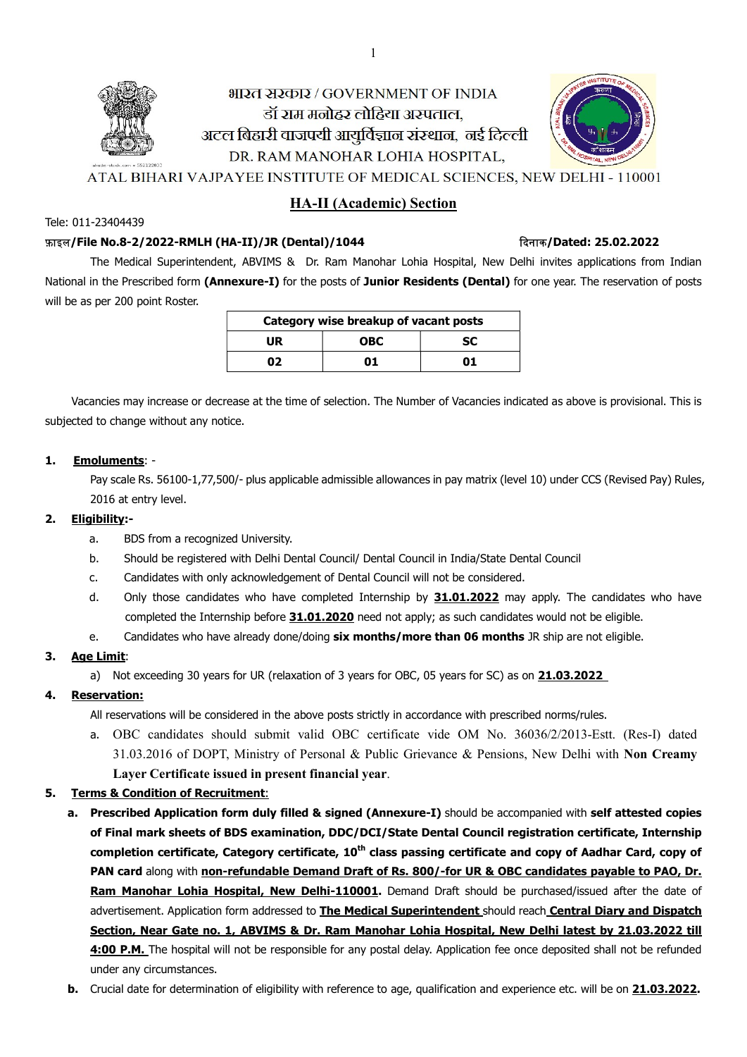भारत सरकार / GOVERNMENT OF INDIA
डॉ राम मनोहर लोहिया अस्पताल,
अटल बिहारी वाजपयी आयुर्विज्ञान संस्थान, नई दिल्ली
DR. RAM MANOHAR LOHIA HOSPITAL,
ATAL BIHARI VAJPAYEE INSTITUTE OF MEDICAL SCIENCES, NEW DELHI - 110001

## HA-II (Academic) Section

Tele: 011-23404439

**फ़ाइल/File No.8-2/2022-RMLH (HA-II)/JR (Dental)/1044** **दिनाक/Dated: 25.02.2022**

The Medical Superintendent, ABVIMS & Dr. Ram Manohar Lohia Hospital, New Delhi invites applications from Indian National in the Prescribed form **(Annexure-I)** for the posts of **Junior Residents (Dental)** for one year. The reservation of posts will be as per 200 point Roster.

| Category wise breakup of vacant posts | | |
|---|---|---|
| **UR** | **OBC** | **SC** |
| **02** | **01** | **01** |

Vacancies may increase or decrease at the time of selection. The Number of Vacancies indicated as above is provisional. This is subjected to change without any notice.

1. **Emoluments**: -
   Pay scale Rs. 56100-1,77,500/- plus applicable admissible allowances in pay matrix (level 10) under CCS (Revised Pay) Rules, 2016 at entry level.

2. **Eligibility:-**
   a. BDS from a recognized University.
   b. Should be registered with Delhi Dental Council/ Dental Council in India/State Dental Council
   c. Candidates with only acknowledgement of Dental Council will not be considered.
   d. Only those candidates who have completed Internship by **31.01.2022** may apply. The candidates who have completed the Internship before **31.01.2020** need not apply; as such candidates would not be eligible.
   e. Candidates who have already done/doing **six months/more than 06 months** JR ship are not eligible.

3. **Age Limit**:
   a) Not exceeding 30 years for UR (relaxation of 3 years for OBC, 05 years for SC) as on **21.03.2022**

4. **Reservation:**
   All reservations will be considered in the above posts strictly in accordance with prescribed norms/rules.
   a. OBC candidates should submit valid OBC certificate vide OM No. 36036/2/2013-Estt. (Res-I) dated 31.03.2016 of DOPT, Ministry of Personal & Public Grievance & Pensions, New Delhi with **Non Creamy Layer Certificate issued in present financial year**.

5. **Terms & Condition of Recruitment**:
   a. **Prescribed Application form duly filled & signed (Annexure-I)** should be accompanied with **self attested copies of Final mark sheets of BDS examination, DDC/DCI/State Dental Council registration certificate, Internship completion certificate, Category certificate, 10th class passing certificate and copy of Aadhar Card, copy of PAN card** along with **non-refundable Demand Draft of Rs. 800/-for UR & OBC candidates payable to PAO, Dr. Ram Manohar Lohia Hospital, New Delhi-110001.** Demand Draft should be purchased/issued after the date of advertisement. Application form addressed to **The Medical Superintendent** should reach **Central Diary and Dispatch Section, Near Gate no. 1, ABVIMS & Dr. Ram Manohar Lohia Hospital, New Delhi latest by 21.03.2022 till 4:00 P.M.** The hospital will not be responsible for any postal delay. Application fee once deposited shall not be refunded under any circumstances.
   b. Crucial date for determination of eligibility with reference to age, qualification and experience etc. will be on **21.03.2022.**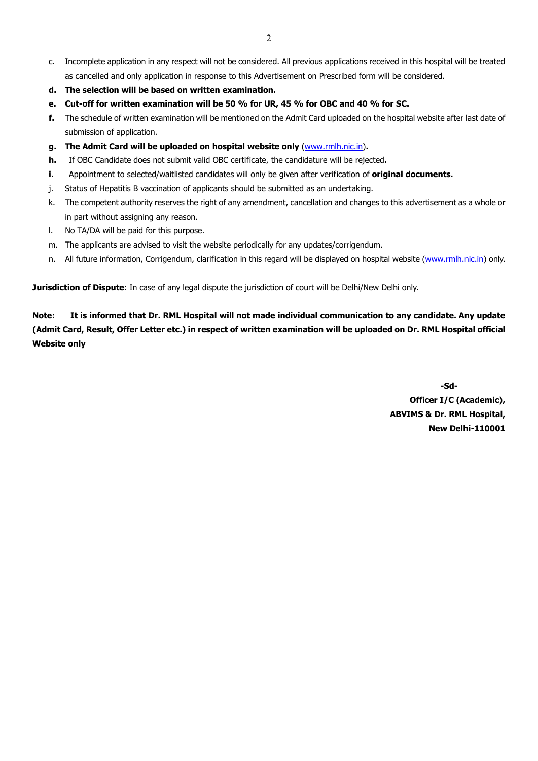c. Incomplete application in any respect will not be considered. All previous applications received in this hospital will be treated as cancelled and only application in response to this Advertisement on Prescribed form will be considered.

**d. The selection will be based on written examination.**

**e. Cut-off for written examination will be 50 % for UR, 45 % for OBC and 40 % for SC.**

**f.** The schedule of written examination will be mentioned on the Admit Card uploaded on the hospital website after last date of submission of application.

**g. The Admit Card will be uploaded on hospital website only** ([www.rmlh.nic.in](http://www.rmlh.nic.in))**.**

**h.** If OBC Candidate does not submit valid OBC certificate, the candidature will be rejected**.**

**i.** Appointment to selected/waitlisted candidates will only be given after verification of **original documents.**

j. Status of Hepatitis B vaccination of applicants should be submitted as an undertaking.

k. The competent authority reserves the right of any amendment, cancellation and changes to this advertisement as a whole or in part without assigning any reason.

l. No TA/DA will be paid for this purpose.

m. The applicants are advised to visit the website periodically for any updates/corrigendum.

n. All future information, Corrigendum, clarification in this regard will be displayed on hospital website ([www.rmlh.nic.in](http://www.rmlh.nic.in)) only.

**Jurisdiction of Dispute**: In case of any legal dispute the jurisdiction of court will be Delhi/New Delhi only.

**Note: It is informed that Dr. RML Hospital will not made individual communication to any candidate. Any update (Admit Card, Result, Offer Letter etc.) in respect of written examination will be uploaded on Dr. RML Hospital official Website only**

**-Sd-**
**Officer I/C (Academic),**
**ABVIMS & Dr. RML Hospital,**
**New Delhi-110001**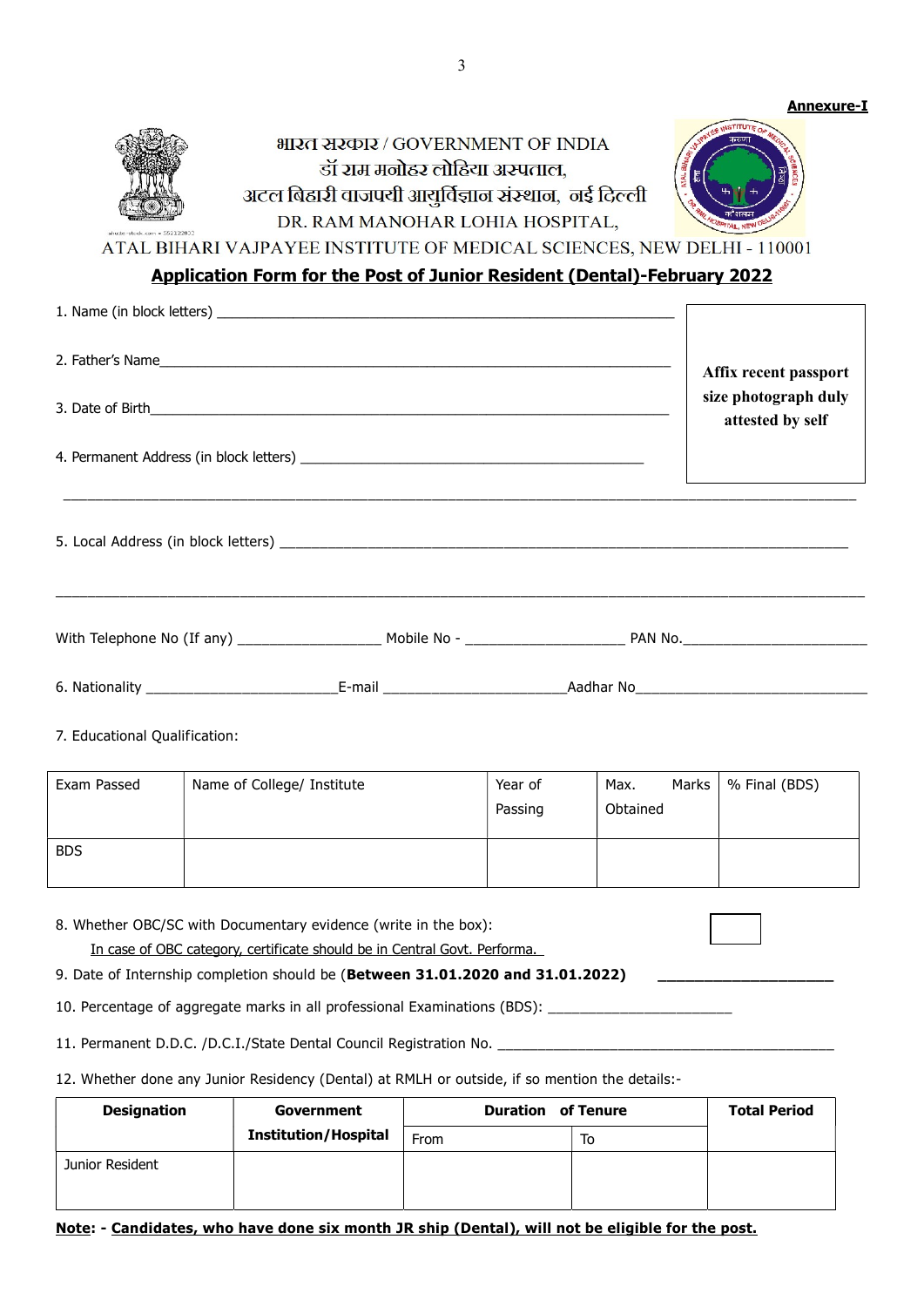**Annexure-I**

भारत सरकार / GOVERNMENT OF INDIA
डॉ राम मनोहर लोहिया अस्पताल,
अटल बिहारी वाजपयी आयुर्विज्ञान संस्थान, नई दिल्ली
DR. RAM MANOHAR LOHIA HOSPITAL,
ATAL BIHARI VAJPAYEE INSTITUTE OF MEDICAL SCIENCES, NEW DELHI - 110001

## Application Form for the Post of Junior Resident (Dental)-February 2022

| Affix recent passport size photograph duly attested by self |
|---|

1. Name (in block letters) ______________________________

2. Father's Name______________________________

3. Date of Birth______________________________

4. Permanent Address (in block letters) ______________________________

______________________________________________________________

5. Local Address (in block letters) ______________________________

______________________________________________________________

With Telephone No (If any) ____________ Mobile No - ____________ PAN No.____________

6. Nationality ____________E-mail ____________Aadhar No____________

7. Educational Qualification:

| Exam Passed | Name of College/ Institute | Year of Passing | Max. Marks Obtained | % Final (BDS) |
|---|---|---|---|---|
| BDS | | | | |

8. Whether OBC/SC with Documentary evidence (write in the box): [ ]
   In case of OBC category, certificate should be in Central Govt. Performa.

9. Date of Internship completion should be (**Between 31.01.2020 and 31.01.2022**) ____________

10. Percentage of aggregate marks in all professional Examinations (BDS): ____________

11. Permanent D.D.C. /D.C.I./State Dental Council Registration No. ____________

12. Whether done any Junior Residency (Dental) at RMLH or outside, if so mention the details:-

| Designation | Government Institution/Hospital | Duration of Tenure | | Total Period |
|---|---|---|---|---|
| | | From | To | |
| Junior Resident | | | | |

**Note: - Candidates, who have done six month JR ship (Dental), will not be eligible for the post.**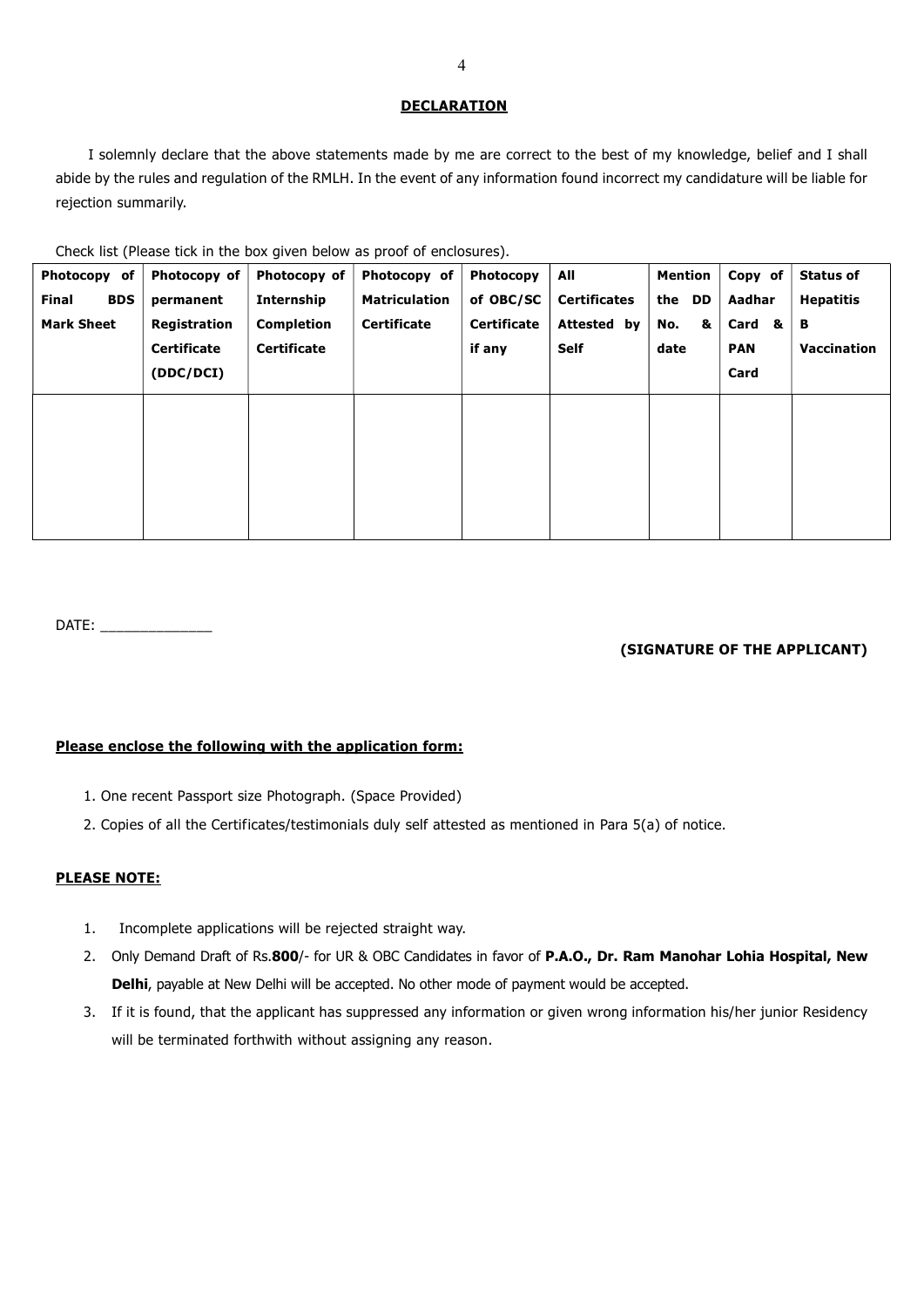## DECLARATION

I solemnly declare that the above statements made by me are correct to the best of my knowledge, belief and I shall abide by the rules and regulation of the RMLH. In the event of any information found incorrect my candidature will be liable for rejection summarily.

Check list (Please tick in the box given below as proof of enclosures).

| **Photocopy of Final BDS Mark Sheet** | **Photocopy of permanent Registration Certificate (DDC/DCI)** | **Photocopy of Internship Completion Certificate** | **Photocopy of Matriculation Certificate** | **Photocopy of OBC/SC Certificate if any** | **All Certificates Attested by Self** | **Mention the DD No. & date** | **Copy of Aadhar Card & PAN Card** | **Status of Hepatitis B Vaccination** |
|---|---|---|---|---|---|---|---|---|
| | | | | | | | | |

DATE: ______________

**(SIGNATURE OF THE APPLICANT)**

**Please enclose the following with the application form:**

1. One recent Passport size Photograph. (Space Provided)
2. Copies of all the Certificates/testimonials duly self attested as mentioned in Para 5(a) of notice.

**PLEASE NOTE:**

1. Incomplete applications will be rejected straight way.
2. Only Demand Draft of Rs.**800**/- for UR & OBC Candidates in favor of **P.A.O., Dr. Ram Manohar Lohia Hospital, New Delhi**, payable at New Delhi will be accepted. No other mode of payment would be accepted.
3. If it is found, that the applicant has suppressed any information or given wrong information his/her junior Residency will be terminated forthwith without assigning any reason.